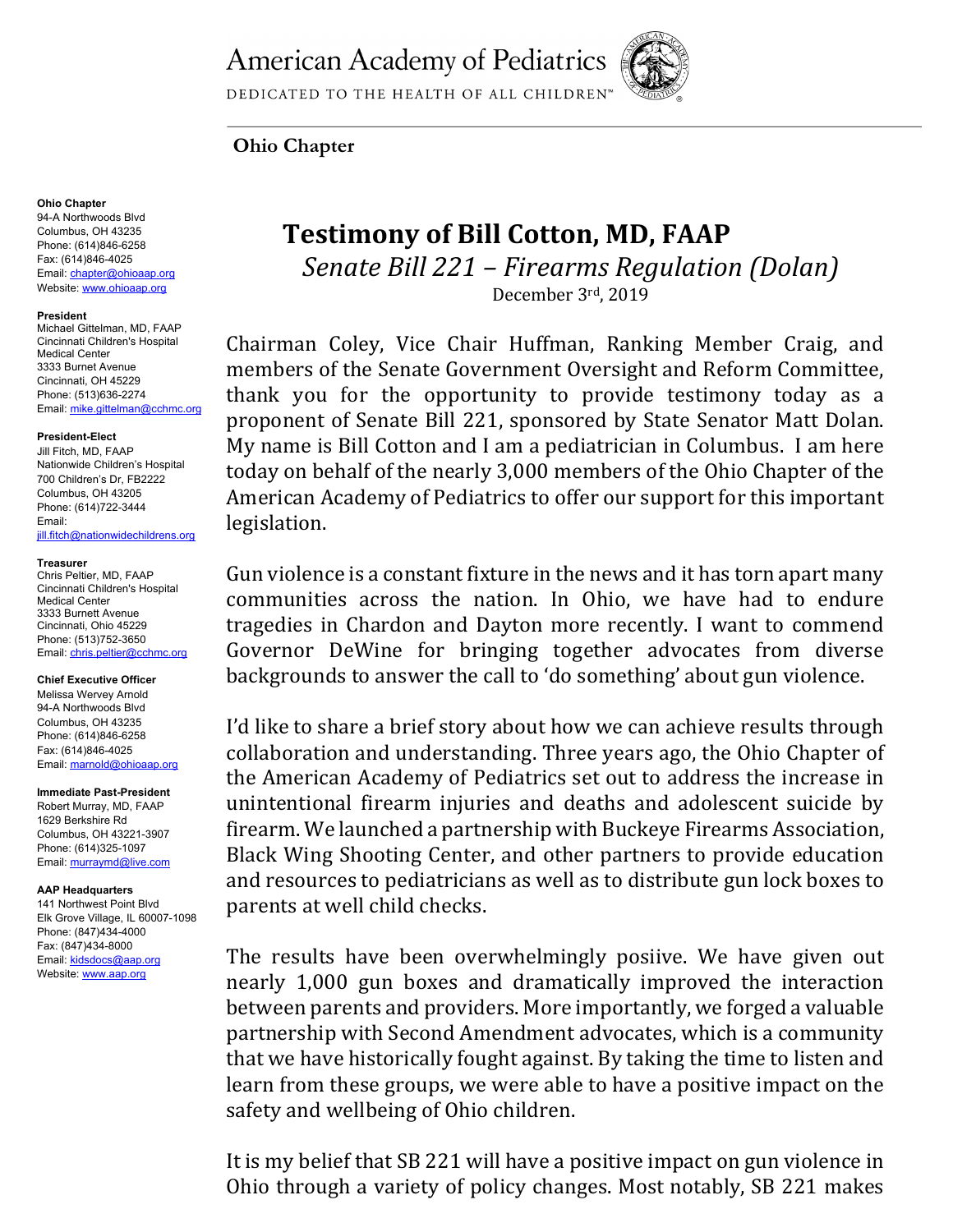American Academy of Pediatrics

DEDICATED TO THE HEALTH OF ALL CHILDREN™

**Ohio Chapter**

**Ohio Chapter**
94-A Northwoods Blvd
Columbus, OH 43235
Phone: (614)846-6258
Fax: (614)846-4025
Email: chapter@ohioaap.org
Website: www.ohioaap.org

**President**
Michael Gittelman, MD, FAAP
Cincinnati Children's Hospital Medical Center
3333 Burnet Avenue
Cincinnati, OH 45229
Phone: (513)636-2274
Email: mike.gittelman@cchmc.org

**President-Elect**
Jill Fitch, MD, FAAP
Nationwide Children's Hospital
700 Children's Dr, FB2222
Columbus, OH 43205
Phone: (614)722-3444
Email: jill.fitch@nationwidechildrens.org

**Treasurer**
Chris Peltier, MD, FAAP
Cincinnati Children's Hospital Medical Center
3333 Burnett Avenue
Cincinnati, Ohio 45229
Phone: (513)752-3650
Email: chris.peltier@cchmc.org

**Chief Executive Officer**
Melissa Wervey Arnold
94-A Northwoods Blvd
Columbus, OH 43235
Phone: (614)846-6258
Fax: (614)846-4025
Email: marnold@ohioaap.org

**Immediate Past-President**
Robert Murray, MD, FAAP
1629 Berkshire Rd
Columbus, OH 43221-3907
Phone: (614)325-1097
Email: murraymd@live.com

**AAP Headquarters**
141 Northwest Point Blvd
Elk Grove Village, IL 60007-1098
Phone: (847)434-4000
Fax: (847)434-8000
Email: kidsdocs@aap.org
Website: www.aap.org

# Testimony of Bill Cotton, MD, FAAP

*Senate Bill 221 – Firearms Regulation (Dolan)*

December 3rd, 2019

Chairman Coley, Vice Chair Huffman, Ranking Member Craig, and members of the Senate Government Oversight and Reform Committee, thank you for the opportunity to provide testimony today as a proponent of Senate Bill 221, sponsored by State Senator Matt Dolan. My name is Bill Cotton and I am a pediatrician in Columbus. I am here today on behalf of the nearly 3,000 members of the Ohio Chapter of the American Academy of Pediatrics to offer our support for this important legislation.

Gun violence is a constant fixture in the news and it has torn apart many communities across the nation. In Ohio, we have had to endure tragedies in Chardon and Dayton more recently. I want to commend Governor DeWine for bringing together advocates from diverse backgrounds to answer the call to 'do something' about gun violence.

I'd like to share a brief story about how we can achieve results through collaboration and understanding. Three years ago, the Ohio Chapter of the American Academy of Pediatrics set out to address the increase in unintentional firearm injuries and deaths and adolescent suicide by firearm. We launched a partnership with Buckeye Firearms Association, Black Wing Shooting Center, and other partners to provide education and resources to pediatricians as well as to distribute gun lock boxes to parents at well child checks.

The results have been overwhelmingly posiive. We have given out nearly 1,000 gun boxes and dramatically improved the interaction between parents and providers. More importantly, we forged a valuable partnership with Second Amendment advocates, which is a community that we have historically fought against. By taking the time to listen and learn from these groups, we were able to have a positive impact on the safety and wellbeing of Ohio children.

It is my belief that SB 221 will have a positive impact on gun violence in Ohio through a variety of policy changes. Most notably, SB 221 makes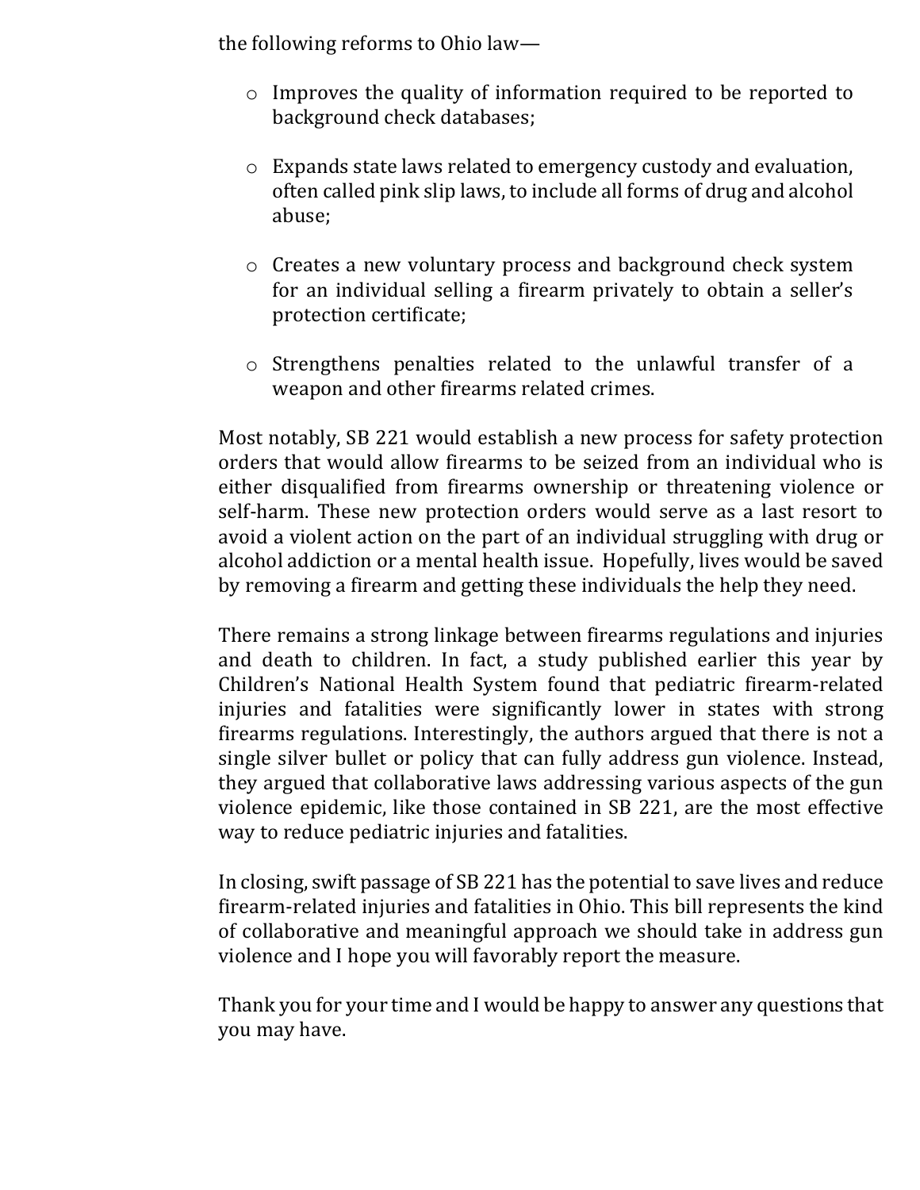the following reforms to Ohio law—

- Improves the quality of information required to be reported to background check databases;
- Expands state laws related to emergency custody and evaluation, often called pink slip laws, to include all forms of drug and alcohol abuse;
- Creates a new voluntary process and background check system for an individual selling a firearm privately to obtain a seller's protection certificate;
- Strengthens penalties related to the unlawful transfer of a weapon and other firearms related crimes.

Most notably, SB 221 would establish a new process for safety protection orders that would allow firearms to be seized from an individual who is either disqualified from firearms ownership or threatening violence or self-harm. These new protection orders would serve as a last resort to avoid a violent action on the part of an individual struggling with drug or alcohol addiction or a mental health issue. Hopefully, lives would be saved by removing a firearm and getting these individuals the help they need.

There remains a strong linkage between firearms regulations and injuries and death to children. In fact, a study published earlier this year by Children's National Health System found that pediatric firearm-related injuries and fatalities were significantly lower in states with strong firearms regulations. Interestingly, the authors argued that there is not a single silver bullet or policy that can fully address gun violence. Instead, they argued that collaborative laws addressing various aspects of the gun violence epidemic, like those contained in SB 221, are the most effective way to reduce pediatric injuries and fatalities.

In closing, swift passage of SB 221 has the potential to save lives and reduce firearm-related injuries and fatalities in Ohio. This bill represents the kind of collaborative and meaningful approach we should take in address gun violence and I hope you will favorably report the measure.

Thank you for your time and I would be happy to answer any questions that you may have.